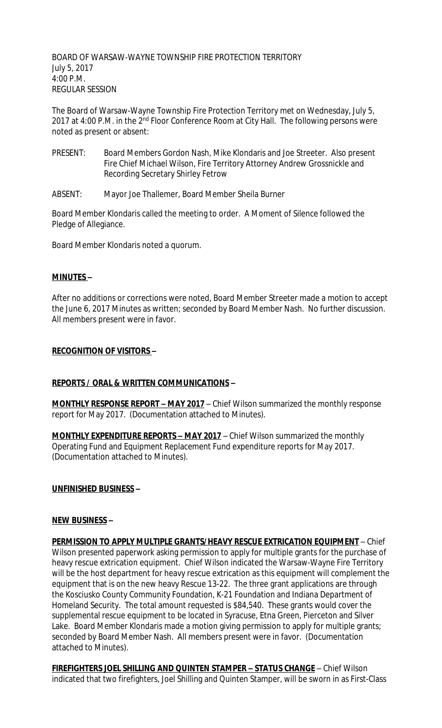BOARD OF WARSAW-WAYNE TOWNSHIP FIRE PROTECTION TERRITORY
July 5, 2017
4:00 P.M.
REGULAR SESSION

The Board of Warsaw-Wayne Township Fire Protection Territory met on Wednesday, July 5, 2017 at 4:00 P.M. in the 2nd Floor Conference Room at City Hall. The following persons were noted as present or absent:

PRESENT: Board Members Gordon Nash, Mike Klondaris and Joe Streeter. Also present Fire Chief Michael Wilson, Fire Territory Attorney Andrew Grossnickle and Recording Secretary Shirley Fetrow

ABSENT: Mayor Joe Thallemer, Board Member Sheila Burner

Board Member Klondaris called the meeting to order. A Moment of Silence followed the Pledge of Allegiance.

Board Member Klondaris noted a quorum.

**MINUTES –**

After no additions or corrections were noted, Board Member Streeter made a motion to accept the June 6, 2017 Minutes as written; seconded by Board Member Nash. No further discussion. All members present were in favor.

**RECOGNITION OF VISITORS –**

**REPORTS / ORAL & WRITTEN COMMUNICATIONS –**

**MONTHLY RESPONSE REPORT – MAY 2017** – Chief Wilson summarized the monthly response report for May 2017. (Documentation attached to Minutes).

**MONTHLY EXPENDITURE REPORTS – MAY 2017** – Chief Wilson summarized the monthly Operating Fund and Equipment Replacement Fund expenditure reports for May 2017. (Documentation attached to Minutes).

**UNFINISHED BUSINESS –**

**NEW BUSINESS –**

**PERMISSION TO APPLY MULTIPLE GRANTS/HEAVY RESCUE EXTRICATION EQUIPMENT** – Chief Wilson presented paperwork asking permission to apply for multiple grants for the purchase of heavy rescue extrication equipment. Chief Wilson indicated the Warsaw-Wayne Fire Territory will be the host department for heavy rescue extrication as this equipment will complement the equipment that is on the new heavy Rescue 13-22. The three grant applications are through the Kosciusko County Community Foundation, K-21 Foundation and Indiana Department of Homeland Security. The total amount requested is $84,540. These grants would cover the supplemental rescue equipment to be located in Syracuse, Etna Green, Pierceton and Silver Lake. Board Member Klondaris made a motion giving permission to apply for multiple grants; seconded by Board Member Nash. All members present were in favor. (Documentation attached to Minutes).

**FIREFIGHTERS JOEL SHILLING AND QUINTEN STAMPER – STATUS CHANGE** – Chief Wilson indicated that two firefighters, Joel Shilling and Quinten Stamper, will be sworn in as First-Class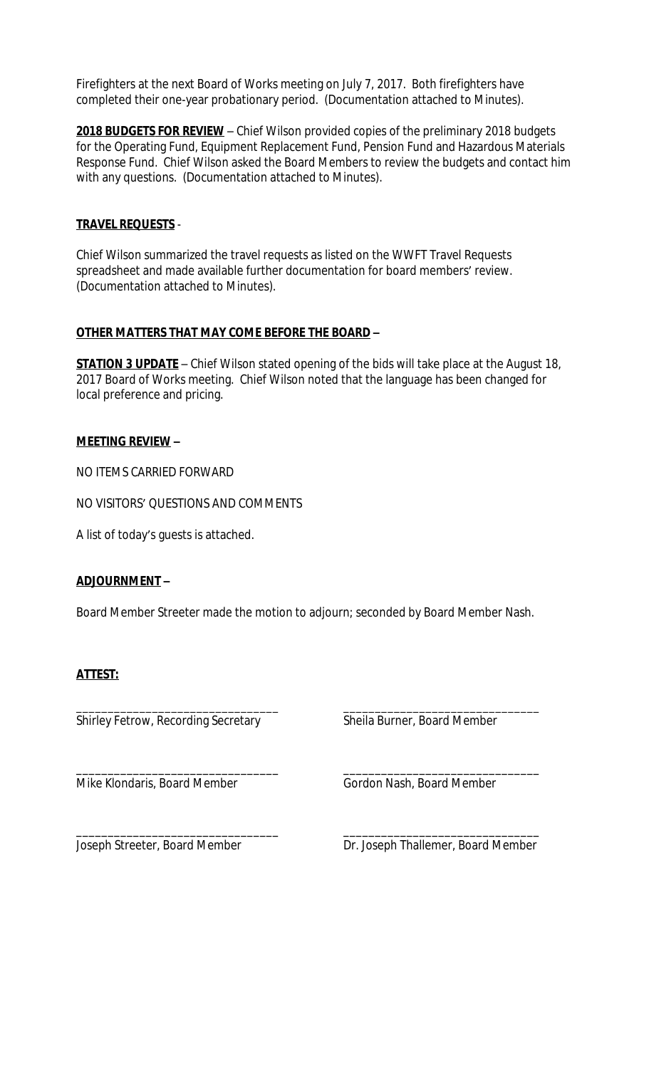Firefighters at the next Board of Works meeting on July 7, 2017. Both firefighters have completed their one-year probationary period. (Documentation attached to Minutes).

**2018 BUDGETS FOR REVIEW** – Chief Wilson provided copies of the preliminary 2018 budgets for the Operating Fund, Equipment Replacement Fund, Pension Fund and Hazardous Materials Response Fund. Chief Wilson asked the Board Members to review the budgets and contact him with any questions. (Documentation attached to Minutes).

**TRAVEL REQUESTS** -

Chief Wilson summarized the travel requests as listed on the WWFT Travel Requests spreadsheet and made available further documentation for board members' review. (Documentation attached to Minutes).

**OTHER MATTERS THAT MAY COME BEFORE THE BOARD –**

**STATION 3 UPDATE** – Chief Wilson stated opening of the bids will take place at the August 18, 2017 Board of Works meeting. Chief Wilson noted that the language has been changed for local preference and pricing.

**MEETING REVIEW –**

NO ITEMS CARRIED FORWARD

NO VISITORS' QUESTIONS AND COMMENTS

A list of today's guests is attached.

**ADJOURNMENT –**

Board Member Streeter made the motion to adjourn; seconded by Board Member Nash.

**ATTEST:**

| | |
|---|---|
| _______________________________ | _______________________________ |
| Shirley Fetrow, Recording Secretary | Sheila Burner, Board Member |
| _______________________________ | _______________________________ |
| Mike Klondaris, Board Member | Gordon Nash, Board Member |
| _______________________________ | _______________________________ |
| Joseph Streeter, Board Member | Dr. Joseph Thallemer, Board Member |